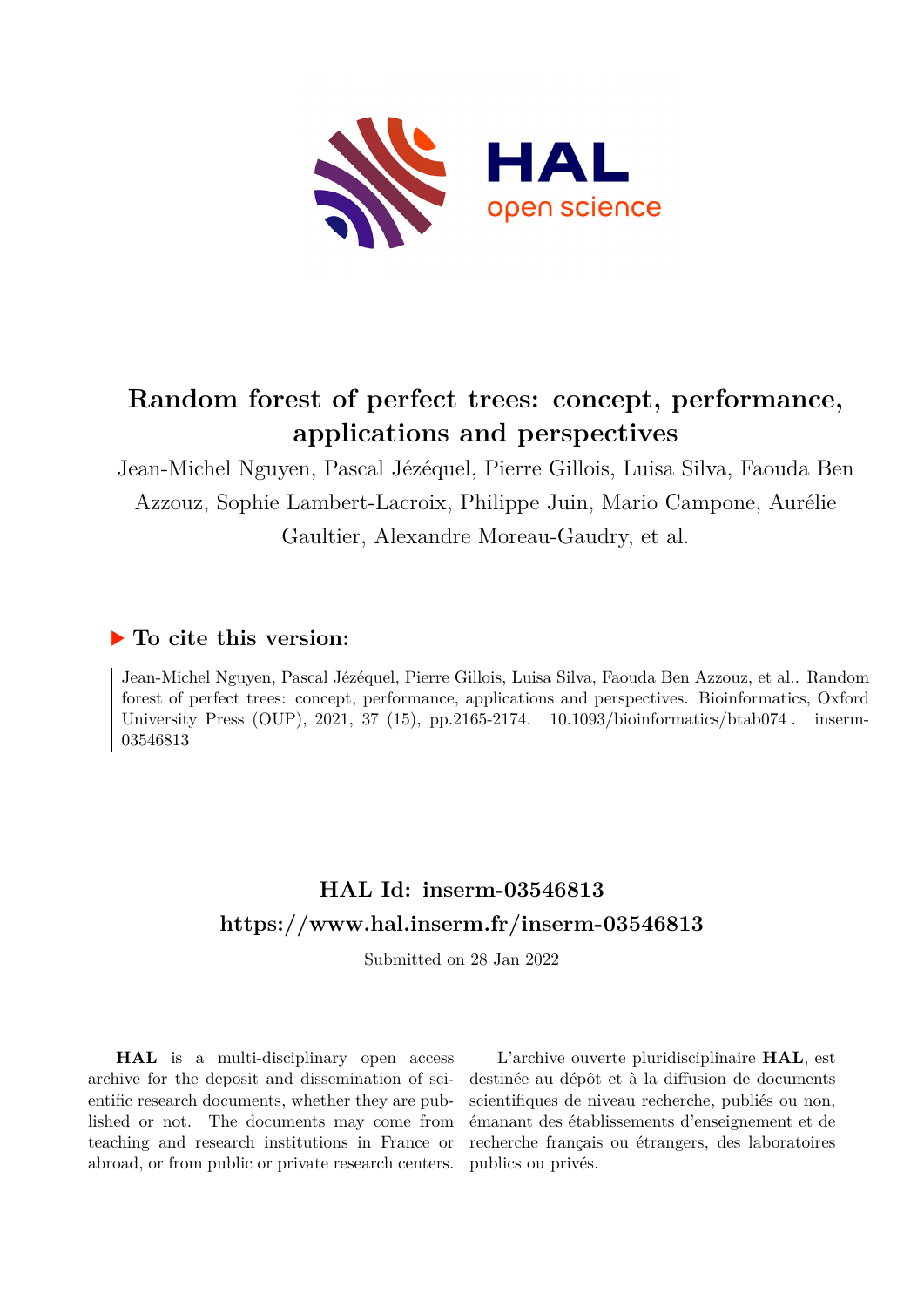# Random forest of perfect trees: concept, performance, applications and perspectives

Jean-Michel Nguyen, Pascal Jézéquel, Pierre Gillois, Luisa Silva, Faouda Ben Azzouz, Sophie Lambert-Lacroix, Philippe Juin, Mario Campone, Aurélie Gaultier, Alexandre Moreau-Gaudry, et al.

## ▶ To cite this version:

Jean-Michel Nguyen, Pascal Jézéquel, Pierre Gillois, Luisa Silva, Faouda Ben Azzouz, et al.. Random forest of perfect trees: concept, performance, applications and perspectives. Bioinformatics, Oxford University Press (OUP), 2021, 37 (15), pp.2165-2174. 10.1093/bioinformatics/btab074 . inserm-03546813

## HAL Id: inserm-03546813

## https://www.hal.inserm.fr/inserm-03546813

Submitted on 28 Jan 2022

**HAL** is a multi-disciplinary open access archive for the deposit and dissemination of scientific research documents, whether they are published or not. The documents may come from teaching and research institutions in France or abroad, or from public or private research centers.

L'archive ouverte pluridisciplinaire **HAL**, est destinée au dépôt et à la diffusion de documents scientifiques de niveau recherche, publiés ou non, émanant des établissements d'enseignement et de recherche français ou étrangers, des laboratoires publics ou privés.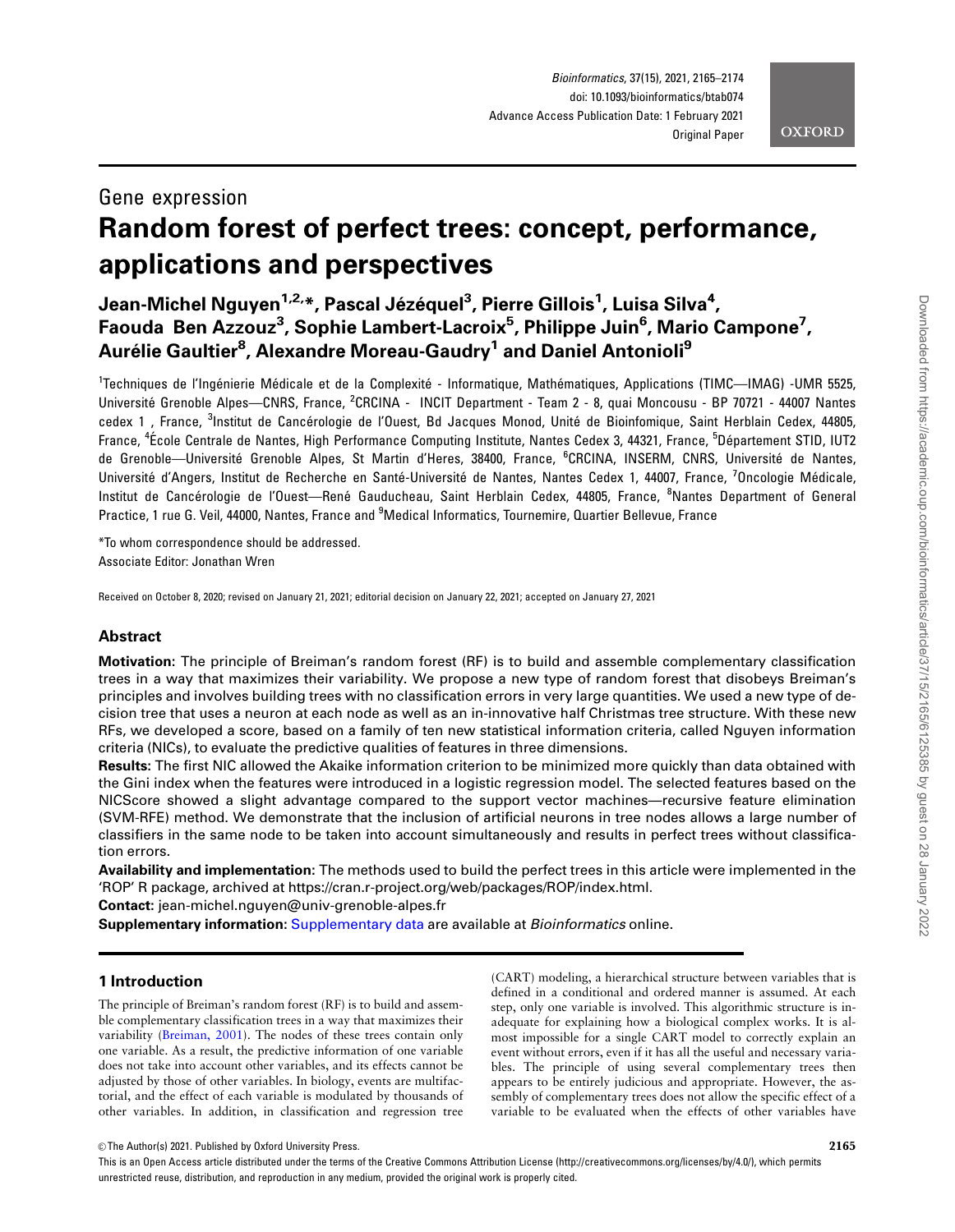# Gene expression

# Random forest of perfect trees: concept, performance, applications and perspectives

**Jean-Michel Nguyen[1,2,*], Pascal Jézéquel[3], Pierre Gillois[1], Luisa Silva[4], Faouda Ben Azzouz[3], Sophie Lambert-Lacroix[5], Philippe Juin[6], Mario Campone[7], Aurélie Gaultier[8], Alexandre Moreau-Gaudry[1] and Daniel Antonioli[9]**

[1]Techniques de l'Ingénierie Médicale et de la Complexité - Informatique, Mathématiques, Applications (TIMC—IMAG) -UMR 5525, Université Grenoble Alpes—CNRS, France, [2]CRCINA - INCIT Department - Team 2 - 8, quai Moncousu - BP 70721 - 44007 Nantes cedex 1 , France, [3]Institut de Cancérologie de l'Ouest, Bd Jacques Monod, Unité de Bioinfomique, Saint Herblain Cedex, 44805, France, [4]École Centrale de Nantes, High Performance Computing Institute, Nantes Cedex 3, 44321, France, [5]Département STID, IUT2 de Grenoble—Université Grenoble Alpes, St Martin d'Heres, 38400, France, [6]CRCINA, INSERM, CNRS, Université de Nantes, Université d'Angers, Institut de Recherche en Santé-Université de Nantes, Nantes Cedex 1, 44007, France, [7]Oncologie Médicale, Institut de Cancérologie de l'Ouest—René Gauducheau, Saint Herblain Cedex, 44805, France, [8]Nantes Department of General Practice, 1 rue G. Veil, 44000, Nantes, France and [9]Medical Informatics, Tournemire, Quartier Bellevue, France

*To whom correspondence should be addressed.

Associate Editor: Jonathan Wren

Received on October 8, 2020; revised on January 21, 2021; editorial decision on January 22, 2021; accepted on January 27, 2021

## Abstract

**Motivation:** The principle of Breiman's random forest (RF) is to build and assemble complementary classification trees in a way that maximizes their variability. We propose a new type of random forest that disobeys Breiman's principles and involves building trees with no classification errors in very large quantities. We used a new type of decision tree that uses a neuron at each node as well as an in-innovative half Christmas tree structure. With these new RFs, we developed a score, based on a family of ten new statistical information criteria, called Nguyen information criteria (NICs), to evaluate the predictive qualities of features in three dimensions.

**Results:** The first NIC allowed the Akaike information criterion to be minimized more quickly than data obtained with the Gini index when the features were introduced in a logistic regression model. The selected features based on the NICScore showed a slight advantage compared to the support vector machines—recursive feature elimination (SVM-RFE) method. We demonstrate that the inclusion of artificial neurons in tree nodes allows a large number of classifiers in the same node to be taken into account simultaneously and results in perfect trees without classification errors.

**Availability and implementation:** The methods used to build the perfect trees in this article were implemented in the 'ROP' R package, archived at https://cran.r-project.org/web/packages/ROP/index.html.

**Contact:** jean-michel.nguyen@univ-grenoble-alpes.fr

**Supplementary information:** Supplementary data are available at *Bioinformatics* online.

## 1 Introduction

The principle of Breiman's random forest (RF) is to build and assemble complementary classification trees in a way that maximizes their variability (Breiman, 2001). The nodes of these trees contain only one variable. As a result, the predictive information of one variable does not take into account other variables, and its effects cannot be adjusted by those of other variables. In biology, events are multifactorial, and the effect of each variable is modulated by thousands of other variables. In addition, in classification and regression tree (CART) modeling, a hierarchical structure between variables that is defined in a conditional and ordered manner is assumed. At each step, only one variable is involved. This algorithmic structure is inadequate for explaining how a biological complex works. It is almost impossible for a single CART model to correctly explain an event without errors, even if it has all the useful and necessary variables. The principle of using several complementary trees then appears to be entirely judicious and appropriate. However, the assembly of complementary trees does not allow the specific effect of a variable to be evaluated when the effects of other variables have

© The Author(s) 2021. Published by Oxford University Press.

This is an Open Access article distributed under the terms of the Creative Commons Attribution License (http://creativecommons.org/licenses/by/4.0/), which permits unrestricted reuse, distribution, and reproduction in any medium, provided the original work is properly cited.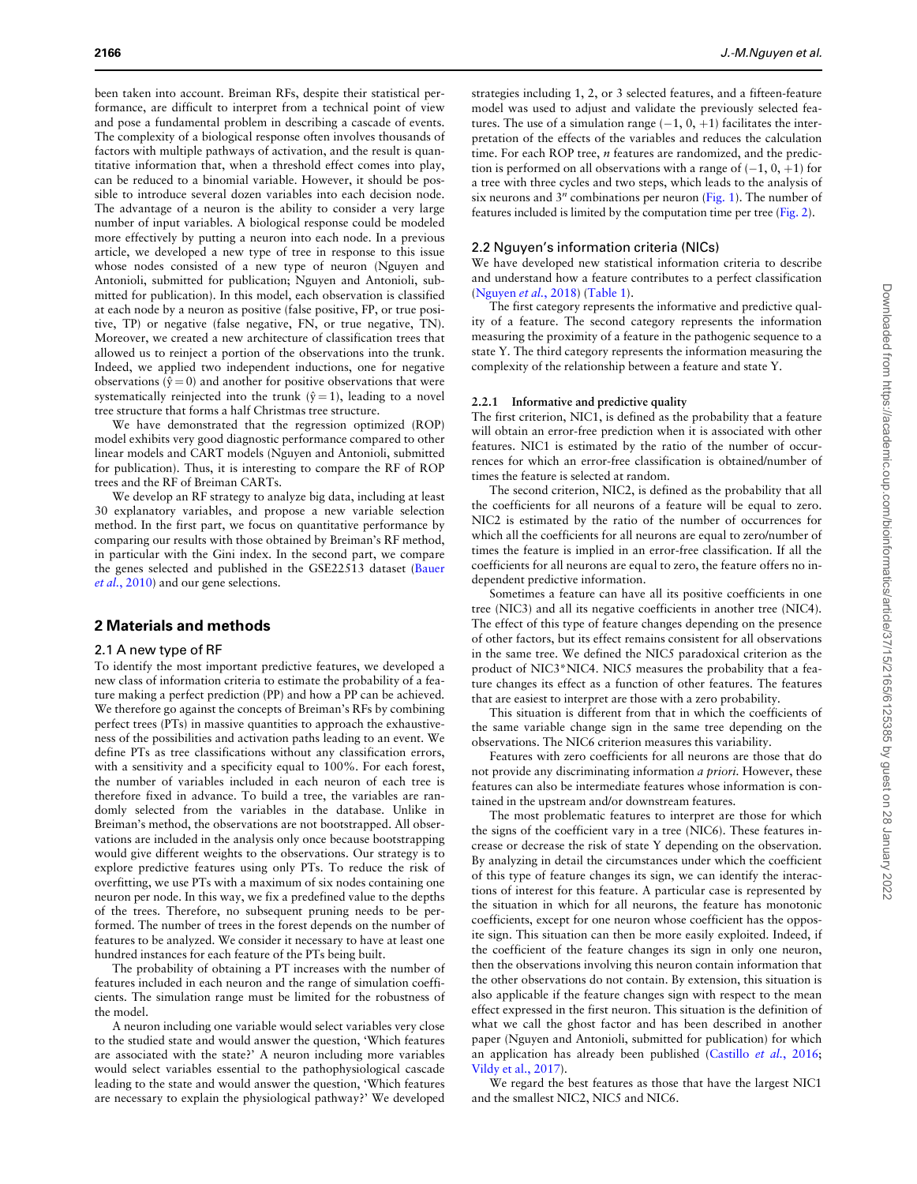been taken into account. Breiman RFs, despite their statistical performance, are difficult to interpret from a technical point of view and pose a fundamental problem in describing a cascade of events. The complexity of a biological response often involves thousands of factors with multiple pathways of activation, and the result is quantitative information that, when a threshold effect comes into play, can be reduced to a binomial variable. However, it should be possible to introduce several dozen variables into each decision node. The advantage of a neuron is the ability to consider a very large number of input variables. A biological response could be modeled more effectively by putting a neuron into each node. In a previous article, we developed a new type of tree in response to this issue whose nodes consisted of a new type of neuron (Nguyen and Antonioli, submitted for publication; Nguyen and Antonioli, submitted for publication). In this model, each observation is classified at each node by a neuron as positive (false positive, FP, or true positive, TP) or negative (false negative, FN, or true negative, TN). Moreover, we created a new architecture of classification trees that allowed us to reinject a portion of the observations into the trunk. Indeed, we applied two independent inductions, one for negative observations ($\hat{y} = 0$) and another for positive observations that were systematically reinjected into the trunk ($\hat{y} = 1$), leading to a novel tree structure that forms a half Christmas tree structure.

We have demonstrated that the regression optimized (ROP) model exhibits very good diagnostic performance compared to other linear models and CART models (Nguyen and Antonioli, submitted for publication). Thus, it is interesting to compare the RF of ROP trees and the RF of Breiman CARTs.

We develop an RF strategy to analyze big data, including at least 30 explanatory variables, and propose a new variable selection method. In the first part, we focus on quantitative performance by comparing our results with those obtained by Breiman's RF method, in particular with the Gini index. In the second part, we compare the genes selected and published in the GSE22513 dataset (Bauer *et al.*, 2010) and our gene selections.

## 2 Materials and methods

### 2.1 A new type of RF

To identify the most important predictive features, we developed a new class of information criteria to estimate the probability of a feature making a perfect prediction (PP) and how a PP can be achieved. We therefore go against the concepts of Breiman's RFs by combining perfect trees (PTs) in massive quantities to approach the exhaustiveness of the possibilities and activation paths leading to an event. We define PTs as tree classifications without any classification errors, with a sensitivity and a specificity equal to 100%. For each forest, the number of variables included in each neuron of each tree is therefore fixed in advance. To build a tree, the variables are randomly selected from the variables in the database. Unlike in Breiman's method, the observations are not bootstrapped. All observations are included in the analysis only once because bootstrapping would give different weights to the observations. Our strategy is to explore predictive features using only PTs. To reduce the risk of overfitting, we use PTs with a maximum of six nodes containing one neuron per node. In this way, we fix a predefined value to the depths of the trees. Therefore, no subsequent pruning needs to be performed. The number of trees in the forest depends on the number of features to be analyzed. We consider it necessary to have at least one hundred instances for each feature of the PTs being built.

The probability of obtaining a PT increases with the number of features included in each neuron and the range of simulation coefficients. The simulation range must be limited for the robustness of the model.

A neuron including one variable would select variables very close to the studied state and would answer the question, 'Which features are associated with the state?' A neuron including more variables would select variables essential to the pathophysiological cascade leading to the state and would answer the question, 'Which features are necessary to explain the physiological pathway?' We developed strategies including 1, 2, or 3 selected features, and a fifteen-feature model was used to adjust and validate the previously selected features. The use of a simulation range ($-1$, 0, $+1$) facilitates the interpretation of the effects of the variables and reduces the calculation time. For each ROP tree, $n$ features are randomized, and the prediction is performed on all observations with a range of ($-1$, 0, $+1$) for a tree with three cycles and two steps, which leads to the analysis of six neurons and $3^n$ combinations per neuron (Fig. 1). The number of features included is limited by the computation time per tree (Fig. 2).

### 2.2 Nguyen's information criteria (NICs)

We have developed new statistical information criteria to describe and understand how a feature contributes to a perfect classification (Nguyen *et al.*, 2018) (Table 1).

The first category represents the informative and predictive quality of a feature. The second category represents the information measuring the proximity of a feature in the pathogenic sequence to a state Y. The third category represents the information measuring the complexity of the relationship between a feature and state Y.

#### 2.2.1 Informative and predictive quality

The first criterion, NIC1, is defined as the probability that a feature will obtain an error-free prediction when it is associated with other features. NIC1 is estimated by the ratio of the number of occurrences for which an error-free classification is obtained/number of times the feature is selected at random.

The second criterion, NIC2, is defined as the probability that all the coefficients for all neurons of a feature will be equal to zero. NIC2 is estimated by the ratio of the number of occurrences for which all the coefficients for all neurons are equal to zero/number of times the feature is implied in an error-free classification. If all the coefficients for all neurons are equal to zero, the feature offers no independent predictive information.

Sometimes a feature can have all its positive coefficients in one tree (NIC3) and all its negative coefficients in another tree (NIC4). The effect of this type of feature changes depending on the presence of other factors, but its effect remains consistent for all observations in the same tree. We defined the NIC5 paradoxical criterion as the product of NIC3*NIC4. NIC5 measures the probability that a feature changes its effect as a function of other features. The features that are easiest to interpret are those with a zero probability.

This situation is different from that in which the coefficients of the same variable change sign in the same tree depending on the observations. The NIC6 criterion measures this variability.

Features with zero coefficients for all neurons are those that do not provide any discriminating information *a priori*. However, these features can also be intermediate features whose information is contained in the upstream and/or downstream features.

The most problematic features to interpret are those for which the signs of the coefficient vary in a tree (NIC6). These features increase or decrease the risk of state Y depending on the observation. By analyzing in detail the circumstances under which the coefficient of this type of feature changes its sign, we can identify the interactions of interest for this feature. A particular case is represented by the situation in which for all neurons, the feature has monotonic coefficients, except for one neuron whose coefficient has the opposite sign. This situation can then be more easily exploited. Indeed, if the coefficient of the feature changes its sign in only one neuron, then the observations involving this neuron contain information that the other observations do not contain. By extension, this situation is also applicable if the feature changes sign with respect to the mean effect expressed in the first neuron. This situation is the definition of what we call the ghost factor and has been described in another paper (Nguyen and Antonioli, submitted for publication) for which an application has already been published (Castillo *et al.*, 2016; Vildy et al., 2017).

We regard the best features as those that have the largest NIC1 and the smallest NIC2, NIC5 and NIC6.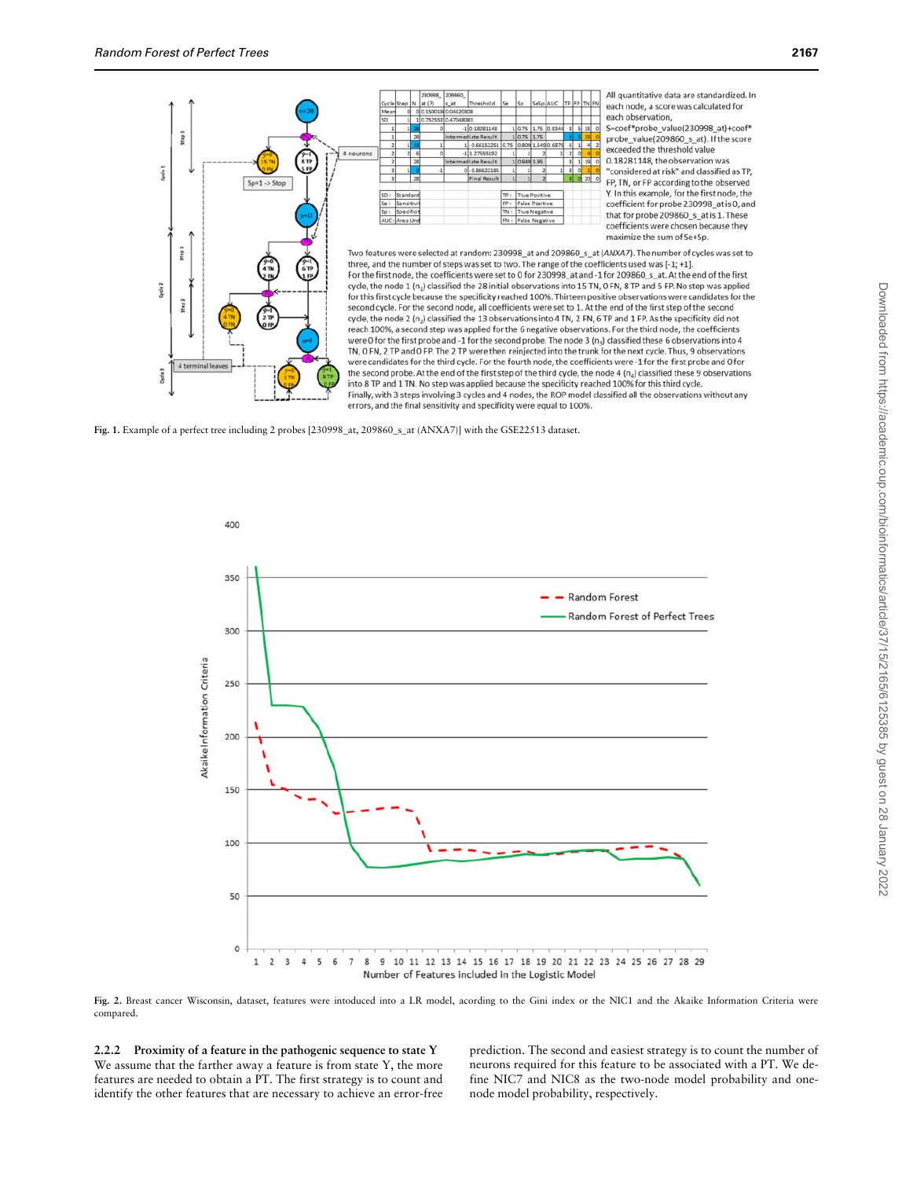All quantitative data are standardized. In each node, a score was calculated for each observation, S=coef*probe_value(230998_at)+coef*probe_value(209860_s_at). If the score exceeded the threshold value 0.18281148, the observation was "considered at risk" and classified as TP, FP, TN, or FP according to the observed Y. In this example, for the first node, the coefficient for probe 230998_at is 0, and that for probe 209860_s_at is 1. These coefficients were chosen because they maximize the sum of Se+Sp.

Two features were selected at random: 230998_at and 209860_s_at (*ANXA7*). The number of cycles was set to three, and the number of steps was set to two. The range of the coefficients used was [-1; +1].
For the first node, the coefficients were set to 0 for 230998_at and -1 for 209860_s_at. At the end of the first cycle, the node 1 ($n_1$) classified the 28 initial observations into 15 TN, 0 FN, 8 TP and 5 FP. No step was applied for this first cycle because the specificity reached 100%. Thirteen positive observations were candidates for the second cycle. For the second node, all coefficients were set to 1. At the end of the first step of the second cycle, the node 2 ($n_2$) classified the 13 observations into 4 TN, 2 FN, 6 TP and 1 FP. As the specificity did not reach 100%, a second step was applied for the 6 negative observations. For the third node, the coefficients were 0 for the first probe and -1 for the second probe. The node 3 ($n_3$) classified these 6 observations into 4 TN, 0 FN, 2 TP and 0 FP. The 2 TP were then reinjected into the trunk for the next cycle. Thus, 9 observations were candidates for the third cycle. For the fourth node, the coefficients were -1 for the first probe and 0 for the second probe. At the end of the first step of the third cycle, the node 4 ($n_4$) classified these 9 observations into 8 TP and 1 TN. No step was applied because the specificity reached 100% for this third cycle.
Finally, with 3 steps involving 3 cycles and 4 nodes, the ROP model classified all the observations without any errors, and the final sensitivity and specificity were equal to 100%.

**Fig. 1.** Example of a perfect tree including 2 probes [230998_at, 209860_s_at (ANXA7)] with the GSE22513 dataset.

**Fig. 2.** Breast cancer Wisconsin, dataset, features were intoduced into a LR model, acording to the Gini index or the NIC1 and the Akaike Information Criteria were compared.

#### 2.2.2 Proximity of a feature in the pathogenic sequence to state Y

We assume that the farther away a feature is from state Y, the more features are needed to obtain a PT. The first strategy is to count and identify the other features that are necessary to achieve an error-free prediction. The second and easiest strategy is to count the number of neurons required for this feature to be associated with a PT. We define NIC7 and NIC8 as the two-node model probability and one-node model probability, respectively.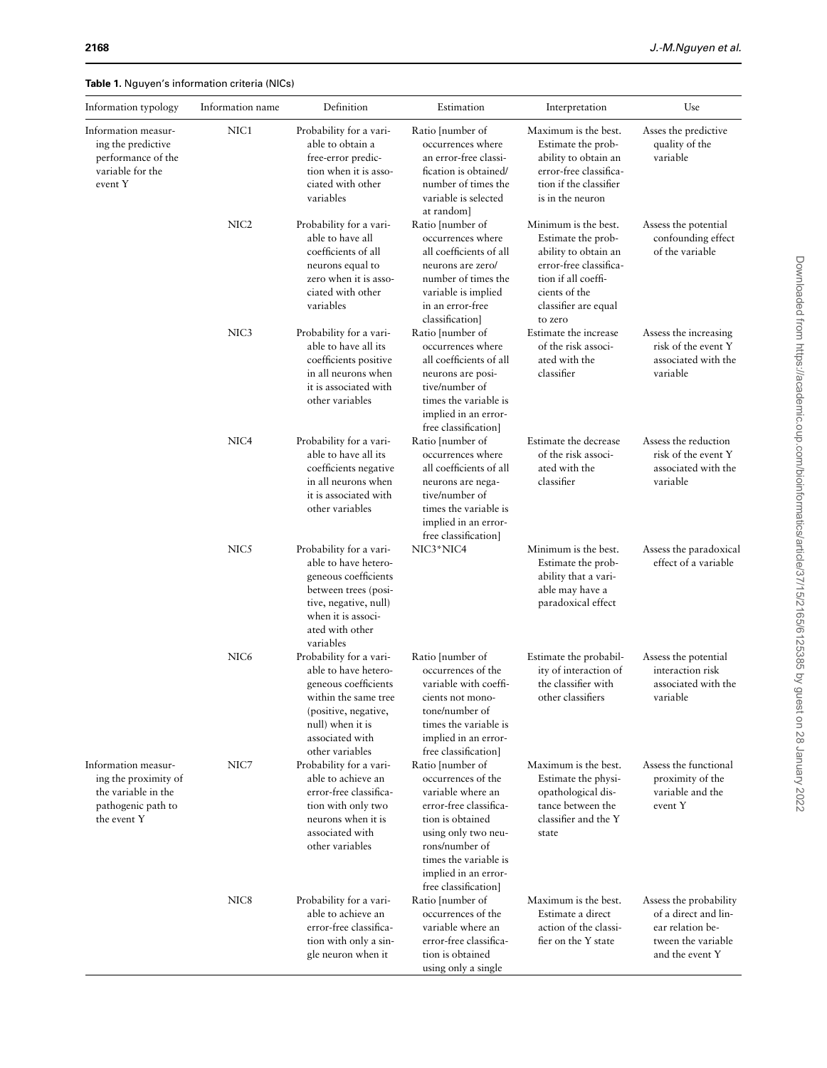**Table 1.** Nguyen's information criteria (NICs)

| Information typology | Information name | Definition | Estimation | Interpretation | Use |
|---|---|---|---|---|---|
| Information measuring the predictive performance of the variable for the event Y | NIC1 | Probability for a variable to obtain a free-error prediction when it is associated with other variables | Ratio [number of occurrences where an error-free classification is obtained/ number of times the variable is selected at random] | Maximum is the best. Estimate the probability to obtain an error-free classification if the classifier is in the neuron | Asses the predictive quality of the variable |
| | NIC2 | Probability for a variable to have all coefficients of all neurons equal to zero when it is associated with other variables | Ratio [number of occurrences where all coefficients of all neurons are zero/ number of times the variable is implied in an error-free classification] | Minimum is the best. Estimate the probability to obtain an error-free classification if all coefficients of the classifier are equal to zero | Assess the potential confounding effect of the variable |
| | NIC3 | Probability for a variable to have all its coefficients positive in all neurons when it is associated with other variables | Ratio [number of occurrences where all coefficients of all neurons are positive/number of times the variable is implied in an error-free classification] | Estimate the increase of the risk associated with the classifier | Assess the increasing risk of the event Y associated with the variable |
| | NIC4 | Probability for a variable to have all its coefficients negative in all neurons when it is associated with other variables | Ratio [number of occurrences where all coefficients of all neurons are negative/number of times the variable is implied in an error-free classification] | Estimate the decrease of the risk associated with the classifier | Assess the reduction risk of the event Y associated with the variable |
| | NIC5 | Probability for a variable to have heterogeneous coefficients between trees (positive, negative, null) when it is associated with other variables | NIC3*NIC4 | Minimum is the best. Estimate the probability that a variable may have a paradoxical effect | Assess the paradoxical effect of a variable |
| | NIC6 | Probability for a variable to have heterogeneous coefficients within the same tree (positive, negative, null) when it is associated with other variables | Ratio [number of occurrences of the variable with coefficients not monotone/number of times the variable is implied in an error-free classification] | Estimate the probability of interaction of the classifier with other classifiers | Assess the potential interaction risk associated with the variable |
| Information measuring the proximity of the variable in the pathogenic path to the event Y | NIC7 | Probability for a variable to achieve an error-free classification with only two neurons when it is associated with other variables | Ratio [number of occurrences of the variable where an error-free classification is obtained using only two neurons/number of times the variable is implied in an error-free classification] | Maximum is the best. Estimate the physiopathological distance between the classifier and the Y state | Assess the functional proximity of the variable and the event Y |
| | NIC8 | Probability for a variable to achieve an error-free classification with only a single neuron when it | Ratio [number of occurrences of the variable where an error-free classification is obtained using only a single | Maximum is the best. Estimate a direct action of the classifier on the Y state | Assess the probability of a direct and linear relation between the variable and the event Y |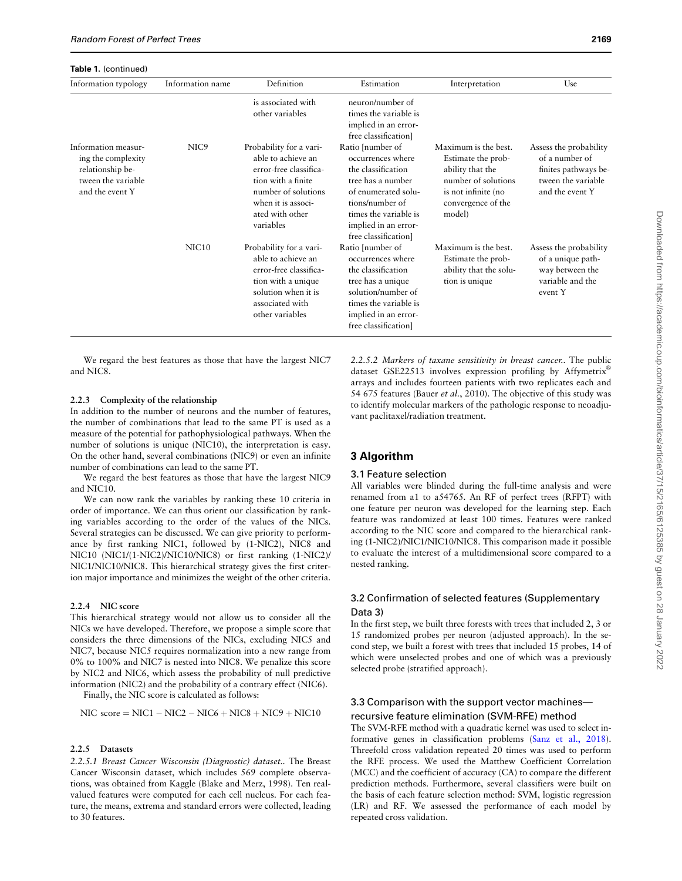**Table 1.** (continued)

| Information typology | Information name | Definition | Estimation | Interpretation | Use |
| --- | --- | --- | --- | --- | --- |
| | | is associated with other variables | neuron/number of times the variable is implied in an error-free classification] | | |
| Information measuring the complexity relationship between the variable and the event Y | NIC9 | Probability for a variable to achieve an error-free classification with a finite number of solutions when it is associated with other variables | Ratio [number of occurrences where the classification tree has a number of enumerated solutions/number of times the variable is implied in an error-free classification] | Maximum is the best. Estimate the probability that the number of solutions is not infinite (no convergence of the model) | Assess the probability of a number of finites pathways between the variable and the event Y |
| | NIC10 | Probability for a variable to achieve an error-free classification with a unique solution when it is associated with other variables | Ratio [number of occurrences where the classification tree has a unique solution/number of times the variable is implied in an error-free classification] | Maximum is the best. Estimate the probability that the solution is unique | Assess the probability of a unique pathway between the variable and the event Y |

We regard the best features as those that have the largest NIC7 and NIC8.

#### 2.2.3 Complexity of the relationship

In addition to the number of neurons and the number of features, the number of combinations that lead to the same PT is used as a measure of the potential for pathophysiological pathways. When the number of solutions is unique (NIC10), the interpretation is easy. On the other hand, several combinations (NIC9) or even an infinite number of combinations can lead to the same PT.

We regard the best features as those that have the largest NIC9 and NIC10.

We can now rank the variables by ranking these 10 criteria in order of importance. We can thus orient our classification by ranking variables according to the order of the values of the NICs. Several strategies can be discussed. We can give priority to performance by first ranking NIC1, followed by (1-NIC2), NIC8 and NIC10 (NIC1/(1-NIC2)/NIC10/NIC8) or first ranking (1-NIC2)/NIC1/NIC10/NIC8. This hierarchical strategy gives the first criterion major importance and minimizes the weight of the other criteria.

#### 2.2.4 NIC score

This hierarchical strategy would not allow us to consider all the NICs we have developed. Therefore, we propose a simple score that considers the three dimensions of the NICs, excluding NIC5 and NIC7, because NIC5 requires normalization into a new range from 0% to 100% and NIC7 is nested into NIC8. We penalize this score by NIC2 and NIC6, which assess the probability of null predictive information (NIC2) and the probability of a contrary effect (NIC6).

Finally, the NIC score is calculated as follows:

$$\text{NIC score} = \text{NIC1} - \text{NIC2} - \text{NIC6} + \text{NIC8} + \text{NIC9} + \text{NIC10}$$

#### 2.2.5 Datasets

*2.2.5.1 Breast Cancer Wisconsin (Diagnostic) dataset.*. The Breast Cancer Wisconsin dataset, which includes 569 complete observations, was obtained from Kaggle (Blake and Merz, 1998). Ten real-valued features were computed for each cell nucleus. For each feature, the means, extrema and standard errors were collected, leading to 30 features.

*2.2.5.2 Markers of taxane sensitivity in breast cancer.*. The public dataset GSE22513 involves expression profiling by Affymetrix® arrays and includes fourteen patients with two replicates each and 54 675 features (Bauer *et al.*, 2010). The objective of this study was to identify molecular markers of the pathologic response to neoadjuvant paclitaxel/radiation treatment.

## 3 Algorithm

### 3.1 Feature selection

All variables were blinded during the full-time analysis and were renamed from a1 to a54765. An RF of perfect trees (RFPT) with one feature per neuron was developed for the learning step. Each feature was randomized at least 100 times. Features were ranked according to the NIC score and compared to the hierarchical ranking (1-NIC2)/NIC1/NIC10/NIC8. This comparison made it possible to evaluate the interest of a multidimensional score compared to a nested ranking.

### 3.2 Confirmation of selected features (Supplementary Data 3)

In the first step, we built three forests with trees that included 2, 3 or 15 randomized probes per neuron (adjusted approach). In the second step, we built a forest with trees that included 15 probes, 14 of which were unselected probes and one of which was a previously selected probe (stratified approach).

### 3.3 Comparison with the support vector machines—recursive feature elimination (SVM-RFE) method

The SVM-RFE method with a quadratic kernel was used to select informative genes in classification problems (Sanz et al., 2018). Threefold cross validation repeated 20 times was used to perform the RFE process. We used the Matthew Coefficient Correlation (MCC) and the coefficient of accuracy (CA) to compare the different prediction methods. Furthermore, several classifiers were built on the basis of each feature selection method: SVM, logistic regression (LR) and RF. We assessed the performance of each model by repeated cross validation.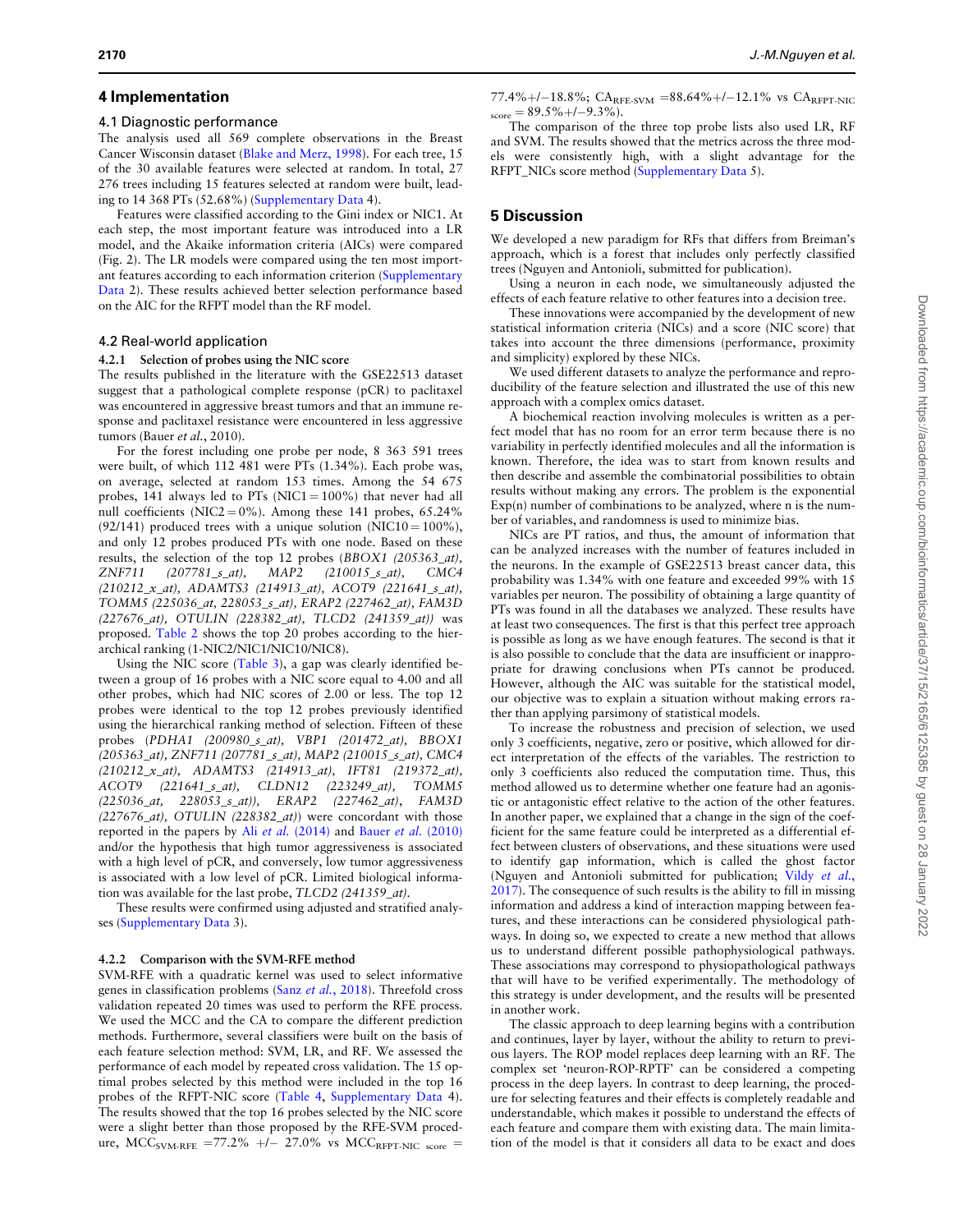## 4 Implementation

### 4.1 Diagnostic performance

The analysis used all 569 complete observations in the Breast Cancer Wisconsin dataset (Blake and Merz, 1998). For each tree, 15 of the 30 available features were selected at random. In total, 27 276 trees including 15 features selected at random were built, leading to 14 368 PTs (52.68%) (Supplementary Data 4).

Features were classified according to the Gini index or NIC1. At each step, the most important feature was introduced into a LR model, and the Akaike information criteria (AICs) were compared (Fig. 2). The LR models were compared using the ten most important features according to each information criterion (Supplementary Data 2). These results achieved better selection performance based on the AIC for the RFPT model than the RF model.

### 4.2 Real-world application

#### 4.2.1 Selection of probes using the NIC score

The results published in the literature with the GSE22513 dataset suggest that a pathological complete response (pCR) to paclitaxel was encountered in aggressive breast tumors and that an immune response and paclitaxel resistance were encountered in less aggressive tumors (Bauer *et al.*, 2010).

For the forest including one probe per node, 8 363 591 trees were built, of which 112 481 were PTs (1.34%). Each probe was, on average, selected at random 153 times. Among the 54 675 probes, 141 always led to PTs (NIC1 = 100%) that never had all null coefficients (NIC2 = 0%). Among these 141 probes, 65.24% (92/141) produced trees with a unique solution (NIC10 = 100%), and only 12 probes produced PTs with one node. Based on these results, the selection of the top 12 probes (*BBOX1 (205363_at), ZNF711 (207781_s_at), MAP2 (210015_s_at), CMC4 (210212_x_at), ADAMTS3 (214913_at), ACOT9 (221641_s_at), TOMM5 (225036_at, 228053_s_at), ERAP2 (227462_at), FAM3D (227676_at), OTULIN (228382_at), TLCD2 (241359_at)*) was proposed. Table 2 shows the top 20 probes according to the hierarchical ranking (1-NIC2/NIC1/NIC10/NIC8).

Using the NIC score (Table 3), a gap was clearly identified between a group of 16 probes with a NIC score equal to 4.00 and all other probes, which had NIC scores of 2.00 or less. The top 12 probes were identical to the top 12 probes previously identified using the hierarchical ranking method of selection. Fifteen of these probes (*PDHA1 (200980_s_at), VBP1 (201472_at), BBOX1 (205363_at), ZNF711 (207781_s_at), MAP2 (210015_s_at), CMC4 (210212_x_at), ADAMTS3 (214913_at), IFT81 (219372_at), ACOT9 (221641_s_at), CLDN12 (223249_at), TOMM5 (225036_at, 228053_s_at)), ERAP2 (227462_at), FAM3D (227676_at), OTULIN (228382_at)*) were concordant with those reported in the papers by Ali *et al.* (2014) and Bauer *et al.* (2010) and/or the hypothesis that high tumor aggressiveness is associated with a high level of pCR, and conversely, low tumor aggressiveness is associated with a low level of pCR. Limited biological information was available for the last probe, *TLCD2 (241359_at)*.

These results were confirmed using adjusted and stratified analyses (Supplementary Data 3).

#### 4.2.2 Comparison with the SVM-RFE method

SVM-RFE with a quadratic kernel was used to select informative genes in classification problems (Sanz *et al.*, 2018). Threefold cross validation repeated 20 times was used to perform the RFE process. We used the MCC and the CA to compare the different prediction methods. Furthermore, several classifiers were built on the basis of each feature selection method: SVM, LR, and RF. We assessed the performance of each model by repeated cross validation. The 15 optimal probes selected by this method were included in the top 16 probes of the RFPT-NIC score (Table 4, Supplementary Data 4). The results showed that the top 16 probes selected by the NIC score were a slight better than those proposed by the RFE-SVM procedure, $MCC_{SVM\text{-}RFE}$ = 77.2% +/− 27.0% vs $MCC_{RFPT\text{-}NIC\ score}$ = 77.4%+/−18.8%; $CA_{RFE\text{-}SVM}$ =88.64%+/−12.1% vs $CA_{RFPT\text{-}NIC\ score}$ = 89.5%+/−9.3%).

The comparison of the three top probe lists also used LR, RF and SVM. The results showed that the metrics across the three models were consistently high, with a slight advantage for the RFPT_NICs score method (Supplementary Data 5).

## 5 Discussion

We developed a new paradigm for RFs that differs from Breiman's approach, which is a forest that includes only perfectly classified trees (Nguyen and Antonioli, submitted for publication).

Using a neuron in each node, we simultaneously adjusted the effects of each feature relative to other features into a decision tree.

These innovations were accompanied by the development of new statistical information criteria (NICs) and a score (NIC score) that takes into account the three dimensions (performance, proximity and simplicity) explored by these NICs.

We used different datasets to analyze the performance and reproducibility of the feature selection and illustrated the use of this new approach with a complex omics dataset.

A biochemical reaction involving molecules is written as a perfect model that has no room for an error term because there is no variability in perfectly identified molecules and all the information is known. Therefore, the idea was to start from known results and then describe and assemble the combinatorial possibilities to obtain results without making any errors. The problem is the exponential Exp(n) number of combinations to be analyzed, where n is the number of variables, and randomness is used to minimize bias.

NICs are PT ratios, and thus, the amount of information that can be analyzed increases with the number of features included in the neurons. In the example of GSE22513 breast cancer data, this probability was 1.34% with one feature and exceeded 99% with 15 variables per neuron. The possibility of obtaining a large quantity of PTs was found in all the databases we analyzed. These results have at least two consequences. The first is that this perfect tree approach is possible as long as we have enough features. The second is that it is also possible to conclude that the data are insufficient or inappropriate for drawing conclusions when PTs cannot be produced. However, although the AIC was suitable for the statistical model, our objective was to explain a situation without making errors rather than applying parsimony of statistical models.

To increase the robustness and precision of selection, we used only 3 coefficients, negative, zero or positive, which allowed for direct interpretation of the effects of the variables. The restriction to only 3 coefficients also reduced the computation time. Thus, this method allowed us to determine whether one feature had an agonistic or antagonistic effect relative to the action of the other features. In another paper, we explained that a change in the sign of the coefficient for the same feature could be interpreted as a differential effect between clusters of observations, and these situations were used to identify gap information, which is called the ghost factor (Nguyen and Antonioli submitted for publication; Vildy *et al.*, 2017). The consequence of such results is the ability to fill in missing information and address a kind of interaction mapping between features, and these interactions can be considered physiological pathways. In doing so, we expected to create a new method that allows us to understand different possible pathophysiological pathways. These associations may correspond to physiopathological pathways that will have to be verified experimentally. The methodology of this strategy is under development, and the results will be presented in another work.

The classic approach to deep learning begins with a contribution and continues, layer by layer, without the ability to return to previous layers. The ROP model replaces deep learning with an RF. The complex set 'neuron-ROP-RPTF' can be considered a competing process in the deep layers. In contrast to deep learning, the procedure for selecting features and their effects is completely readable and understandable, which makes it possible to understand the effects of each feature and compare them with existing data. The main limitation of the model is that it considers all data to be exact and does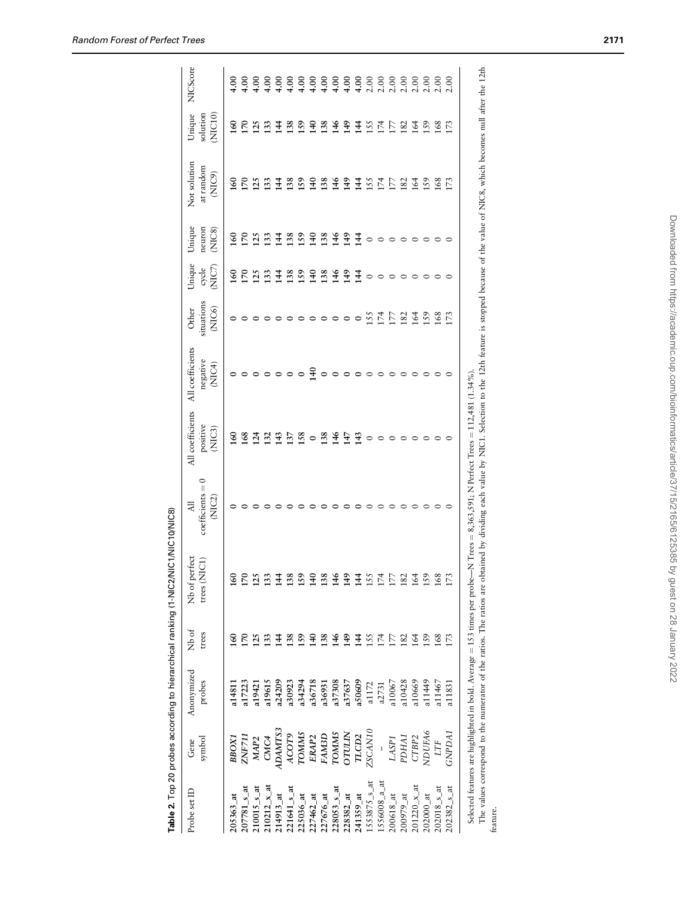**Table 2.** Top 20 probes according to hierarchical ranking (1-NIC2/NIC1/NIC10/NIC8)

| Probe set ID | Gene symbol | Anonymized probes | Nb of trees | Nb of perfect trees (NIC1) | All coefficients = 0 (NIC2) | All coefficients positive (NIC3) | All coefficients negative (NIC4) | Other situations (NIC6) | Unique cycle (NIC7) | Unique neuron (NIC8) | Not solution at random (NIC9) | Unique solution (NIC10) | NICScore |
|---|---|---|---|---|---|---|---|---|---|---|---|---|---|
| **205363_at** | ***BBOX1*** | **a14811** | 160 | 160 | 0 | 160 | 0 | 0 | 160 | 160 | 160 | 160 | 4.00 |
| **207781_s_at** | ***ZNF711*** | **a17223** | 170 | 170 | 0 | 168 | 0 | 0 | 170 | 170 | 170 | 170 | 4.00 |
| **210015_s_at** | ***MAP2*** | **a19421** | 125 | 125 | 0 | 124 | 0 | 0 | 125 | 125 | 125 | 125 | 4.00 |
| **210212_x_at** | ***CMC4*** | **a19615** | 133 | 133 | 0 | 132 | 0 | 0 | 133 | 133 | 133 | 133 | 4.00 |
| **214913_at** | ***ADAMTS3*** | **a24209** | 144 | 144 | 0 | 143 | 0 | 0 | 144 | 144 | 144 | 144 | 4.00 |
| **221641_s_at** | ***ACOT9*** | **a30923** | 138 | 138 | 0 | 137 | 0 | 0 | 138 | 138 | 138 | 138 | 4.00 |
| **225036_at** | ***TOMM5*** | **a34294** | 159 | 159 | 0 | 158 | 0 | 0 | 159 | 159 | 159 | 159 | 4.00 |
| **227462_at** | ***ERAP2*** | **a36718** | 140 | 140 | 0 | 0 | 140 | 0 | 140 | 140 | 140 | 140 | 4.00 |
| **227676_at** | ***FAM3D*** | **a36931** | 138 | 138 | 0 | 138 | 0 | 0 | 138 | 138 | 138 | 138 | 4.00 |
| **228053_s_at** | ***TOMM5*** | **a37308** | 146 | 146 | 0 | 146 | 0 | 0 | 146 | 146 | 146 | 146 | 4.00 |
| **228382_at** | ***OTULIN*** | **a37637** | 149 | 149 | 0 | 147 | 0 | 0 | 149 | 149 | 149 | 149 | 4.00 |
| **241359_at** | ***TLCD2*** | **a50609** | 144 | 144 | 0 | 143 | 0 | 0 | 144 | 144 | 144 | 144 | 4.00 |
| 1553875_s_at | *ZSCAN10* | a1172 | 155 | 155 | 0 | 0 | 0 | 155 | 0 | 0 | 155 | 155 | 2.00 |
| 1556008_a_at | – | a2731 | 174 | 174 | 0 | 0 | 0 | 174 | 0 | 0 | 174 | 174 | 2.00 |
| 200618_at | *LASP1* | a10067 | 177 | 177 | 0 | 0 | 0 | 177 | 0 | 0 | 177 | 177 | 2.00 |
| 200979_at | *PDHA1* | a10428 | 182 | 182 | 0 | 0 | 0 | 182 | 0 | 0 | 182 | 182 | 2.00 |
| 201220_x_at | *CTBP2* | a10669 | 164 | 164 | 0 | 0 | 0 | 164 | 0 | 0 | 164 | 164 | 2.00 |
| 202000_at | *NDUFA6* | a11449 | 159 | 159 | 0 | 0 | 0 | 159 | 0 | 0 | 159 | 159 | 2.00 |
| 202018_s_at | *LTF* | a11467 | 168 | 168 | 0 | 0 | 0 | 168 | 0 | 0 | 168 | 168 | 2.00 |
| 202382_s_at | *GNPDA1* | a11831 | 173 | 173 | 0 | 0 | 0 | 173 | 0 | 0 | 173 | 173 | 2.00 |

Selected features are highlighted in bold. Average = 153 times per probe—N Trees = 8,363,591; N Perfect Trees = 112,481 (1.34%).

The values correspond to the numerator of the ratios. The ratios are obtained by dividing each value by NIC1. Selection to the 12th feature is stopped because of the value of NIC8, which becomes null after the 12th feature.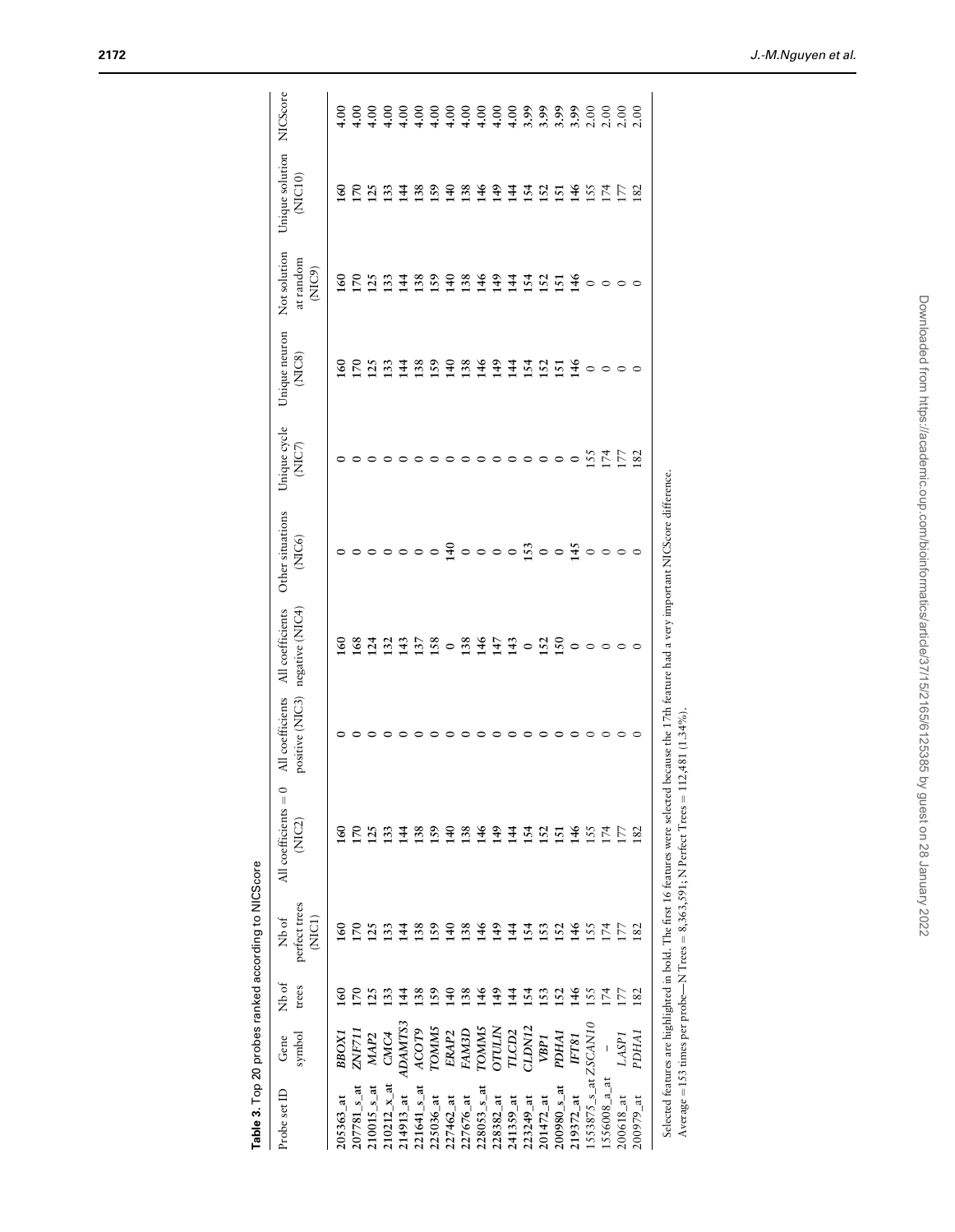**Table 3.** Top 20 probes ranked according to NICScore

| Probe set ID | Gene symbol | Nb of trees | Nb of perfect trees (NIC1) | All coefficients = 0 (NIC2) | All coefficients positive (NIC3) | All coefficients negative (NIC4) | Other situations (NIC6) | Unique cycle (NIC7) | Unique neuron (NIC8) | Not solution at random (NIC9) | Unique solution (NIC10) | NICScore |
|---|---|---|---|---|---|---|---|---|---|---|---|---|
| **205363_at** | ***BBOX1*** | 160 | 160 | 160 | 0 | 160 | 0 | 0 | 160 | 160 | 160 | 4.00 |
| **207781_s_at** | ***ZNF711*** | 170 | 170 | 170 | 0 | 168 | 0 | 0 | 170 | 170 | 170 | 4.00 |
| **210015_s_at** | ***MAP2*** | 125 | 125 | 125 | 0 | 124 | 0 | 0 | 125 | 125 | 125 | 4.00 |
| **210212_x_at** | ***CMC4*** | 133 | 133 | 133 | 0 | 132 | 0 | 0 | 133 | 133 | 133 | 4.00 |
| **214913_at** | ***ADAMTS3*** | 144 | 144 | 144 | 0 | 143 | 0 | 0 | 144 | 144 | 144 | 4.00 |
| **221641_s_at** | ***ACOT9*** | 138 | 138 | 138 | 0 | 137 | 0 | 0 | 138 | 138 | 138 | 4.00 |
| **225036_at** | ***TOMM5*** | 159 | 159 | 159 | 0 | 158 | 0 | 0 | 159 | 159 | 159 | 4.00 |
| **227462_at** | ***ERAP2*** | 140 | 140 | 140 | 0 | 0 | 140 | 0 | 140 | 140 | 140 | 4.00 |
| **227676_at** | ***FAM3D*** | 138 | 138 | 138 | 0 | 138 | 0 | 0 | 138 | 138 | 138 | 4.00 |
| **228053_s_at** | ***TOMM5*** | 146 | 146 | 146 | 0 | 146 | 0 | 0 | 146 | 146 | 146 | 4.00 |
| **228382_at** | ***OTULIN*** | 149 | 149 | 149 | 0 | 147 | 0 | 0 | 149 | 149 | 149 | 4.00 |
| **241359_at** | ***TLCD2*** | 144 | 144 | 144 | 0 | 143 | 0 | 0 | 144 | 144 | 144 | 4.00 |
| **223249_at** | ***CLDN12*** | 154 | 154 | 154 | 0 | 0 | 153 | 0 | 154 | 154 | 154 | 3.99 |
| **201472_at** | ***VBP1*** | 153 | 153 | 152 | 0 | 152 | 0 | 0 | 152 | 152 | 152 | 3.99 |
| **200980_s_at** | ***PDHA1*** | 152 | 152 | 151 | 0 | 150 | 0 | 0 | 151 | 151 | 151 | 3.99 |
| **219372_at** | ***IFT81*** | 146 | 146 | 146 | 0 | 0 | 145 | 0 | 146 | 146 | 146 | 3.99 |
| **1553875_s_at** | ***ZSCAN10*** | 155 | 155 | 155 | 0 | 0 | 0 | 155 | 0 | 0 | 155 | 2.00 |
| 1556008_a_at | – | 174 | 174 | 174 | 0 | 0 | 0 | 174 | 0 | 0 | 174 | 2.00 |
| 200618_at | *LASP1* | 177 | 177 | 177 | 0 | 0 | 0 | 177 | 0 | 0 | 177 | 2.00 |
| 200979_at | *PDHA1* | 182 | 182 | 182 | 0 | 0 | 0 | 182 | 0 | 0 | 182 | 2.00 |

Selected features are highlighted in bold. The first 16 features were selected because the 17th feature had a very important NICScore difference.
Average = 153 times per probe—N Trees = 8,363,591; N Perfect Trees = 112,481 (1.34%).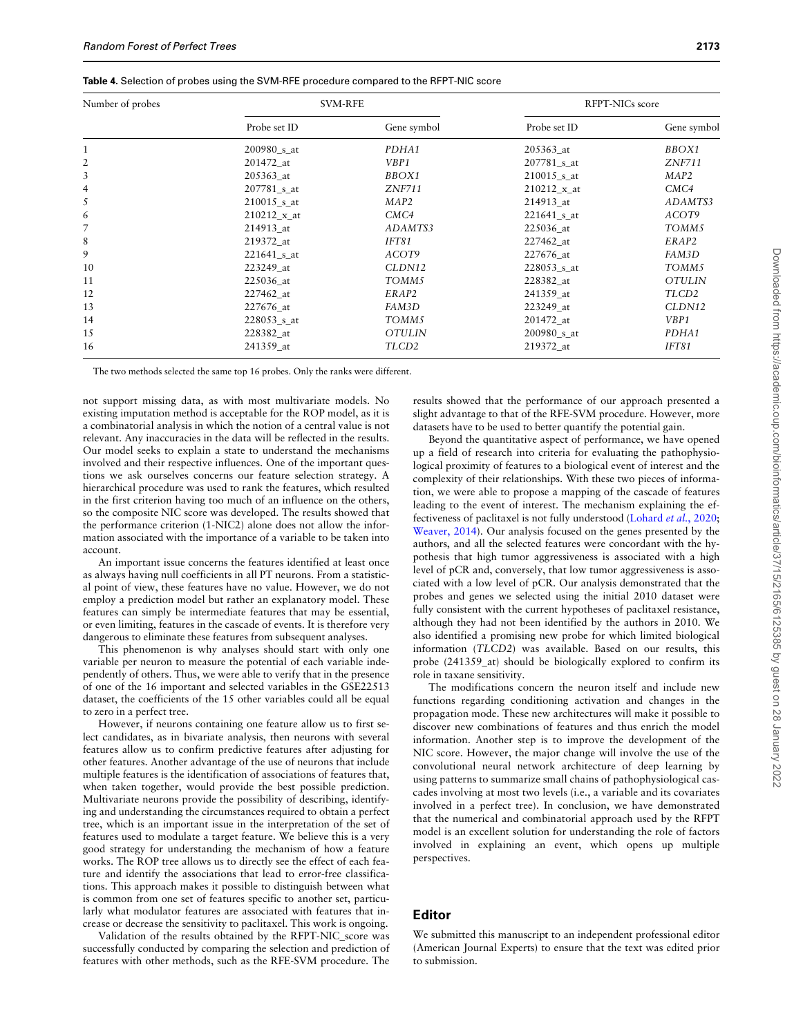**Table 4.** Selection of probes using the SVM-RFE procedure compared to the RFPT-NIC score

| Number of probes | SVM-RFE | | RFPT-NICs score | |
|---|---|---|---|---|
| | Probe set ID | Gene symbol | Probe set ID | Gene symbol |
| 1 | 200980_s_at | *PDHA1* | 205363_at | *BBOX1* |
| 2 | 201472_at | *VBP1* | 207781_s_at | *ZNF711* |
| 3 | 205363_at | *BBOX1* | 210015_s_at | *MAP2* |
| 4 | 207781_s_at | *ZNF711* | 210212_x_at | *CMC4* |
| 5 | 210015_s_at | *MAP2* | 214913_at | *ADAMTS3* |
| 6 | 210212_x_at | *CMC4* | 221641_s_at | *ACOT9* |
| 7 | 214913_at | *ADAMTS3* | 225036_at | *TOMM5* |
| 8 | 219372_at | *IFT81* | 227462_at | *ERAP2* |
| 9 | 221641_s_at | *ACOT9* | 227676_at | *FAM3D* |
| 10 | 223249_at | *CLDN12* | 228053_s_at | *TOMM5* |
| 11 | 225036_at | *TOMM5* | 228382_at | *OTULIN* |
| 12 | 227462_at | *ERAP2* | 241359_at | *TLCD2* |
| 13 | 227676_at | *FAM3D* | 223249_at | *CLDN12* |
| 14 | 228053_s_at | *TOMM5* | 201472_at | *VBP1* |
| 15 | 228382_at | *OTULIN* | 200980_s_at | *PDHA1* |
| 16 | 241359_at | *TLCD2* | 219372_at | *IFT81* |

The two methods selected the same top 16 probes. Only the ranks were different.

not support missing data, as with most multivariate models. No existing imputation method is acceptable for the ROP model, as it is a combinatorial analysis in which the notion of a central value is not relevant. Any inaccuracies in the data will be reflected in the results. Our model seeks to explain a state to understand the mechanisms involved and their respective influences. One of the important questions we ask ourselves concerns our feature selection strategy. A hierarchical procedure was used to rank the features, which resulted in the first criterion having too much of an influence on the others, so the composite NIC score was developed. The results showed that the performance criterion (1-NIC2) alone does not allow the information associated with the importance of a variable to be taken into account.

An important issue concerns the features identified at least once as always having null coefficients in all PT neurons. From a statistical point of view, these features have no value. However, we do not employ a prediction model but rather an explanatory model. These features can simply be intermediate features that may be essential, or even limiting, features in the cascade of events. It is therefore very dangerous to eliminate these features from subsequent analyses.

This phenomenon is why analyses should start with only one variable per neuron to measure the potential of each variable independently of others. Thus, we were able to verify that in the presence of one of the 16 important and selected variables in the GSE22513 dataset, the coefficients of the 15 other variables could all be equal to zero in a perfect tree.

However, if neurons containing one feature allow us to first select candidates, as in bivariate analysis, then neurons with several features allow us to confirm predictive features after adjusting for other features. Another advantage of the use of neurons that include multiple features is the identification of associations of features that, when taken together, would provide the best possible prediction. Multivariate neurons provide the possibility of describing, identifying and understanding the circumstances required to obtain a perfect tree, which is an important issue in the interpretation of the set of features used to modulate a target feature. We believe this is a very good strategy for understanding the mechanism of how a feature works. The ROP tree allows us to directly see the effect of each feature and identify the associations that lead to error-free classifications. This approach makes it possible to distinguish between what is common from one set of features specific to another set, particularly what modulator features are associated with features that increase or decrease the sensitivity to paclitaxel. This work is ongoing.

Validation of the results obtained by the RFPT-NIC_score was successfully conducted by comparing the selection and prediction of features with other methods, such as the RFE-SVM procedure. The results showed that the performance of our approach presented a slight advantage to that of the RFE-SVM procedure. However, more datasets have to be used to better quantify the potential gain.

Beyond the quantitative aspect of performance, we have opened up a field of research into criteria for evaluating the pathophysiological proximity of features to a biological event of interest and the complexity of their relationships. With these two pieces of information, we were able to propose a mapping of the cascade of features leading to the event of interest. The mechanism explaining the effectiveness of paclitaxel is not fully understood (Lohard *et al.*, 2020; Weaver, 2014). Our analysis focused on the genes presented by the authors, and all the selected features were concordant with the hypothesis that high tumor aggressiveness is associated with a high level of pCR and, conversely, that low tumor aggressiveness is associated with a low level of pCR. Our analysis demonstrated that the probes and genes we selected using the initial 2010 dataset were fully consistent with the current hypotheses of paclitaxel resistance, although they had not been identified by the authors in 2010. We also identified a promising new probe for which limited biological information (*TLCD2*) was available. Based on our results, this probe (241359_at) should be biologically explored to confirm its role in taxane sensitivity.

The modifications concern the neuron itself and include new functions regarding conditioning activation and changes in the propagation mode. These new architectures will make it possible to discover new combinations of features and thus enrich the model information. Another step is to improve the development of the NIC score. However, the major change will involve the use of the convolutional neural network architecture of deep learning by using patterns to summarize small chains of pathophysiological cascades involving at most two levels (i.e., a variable and its covariates involved in a perfect tree). In conclusion, we have demonstrated that the numerical and combinatorial approach used by the RFPT model is an excellent solution for understanding the role of factors involved in explaining an event, which opens up multiple perspectives.

## Editor

We submitted this manuscript to an independent professional editor (American Journal Experts) to ensure that the text was edited prior to submission.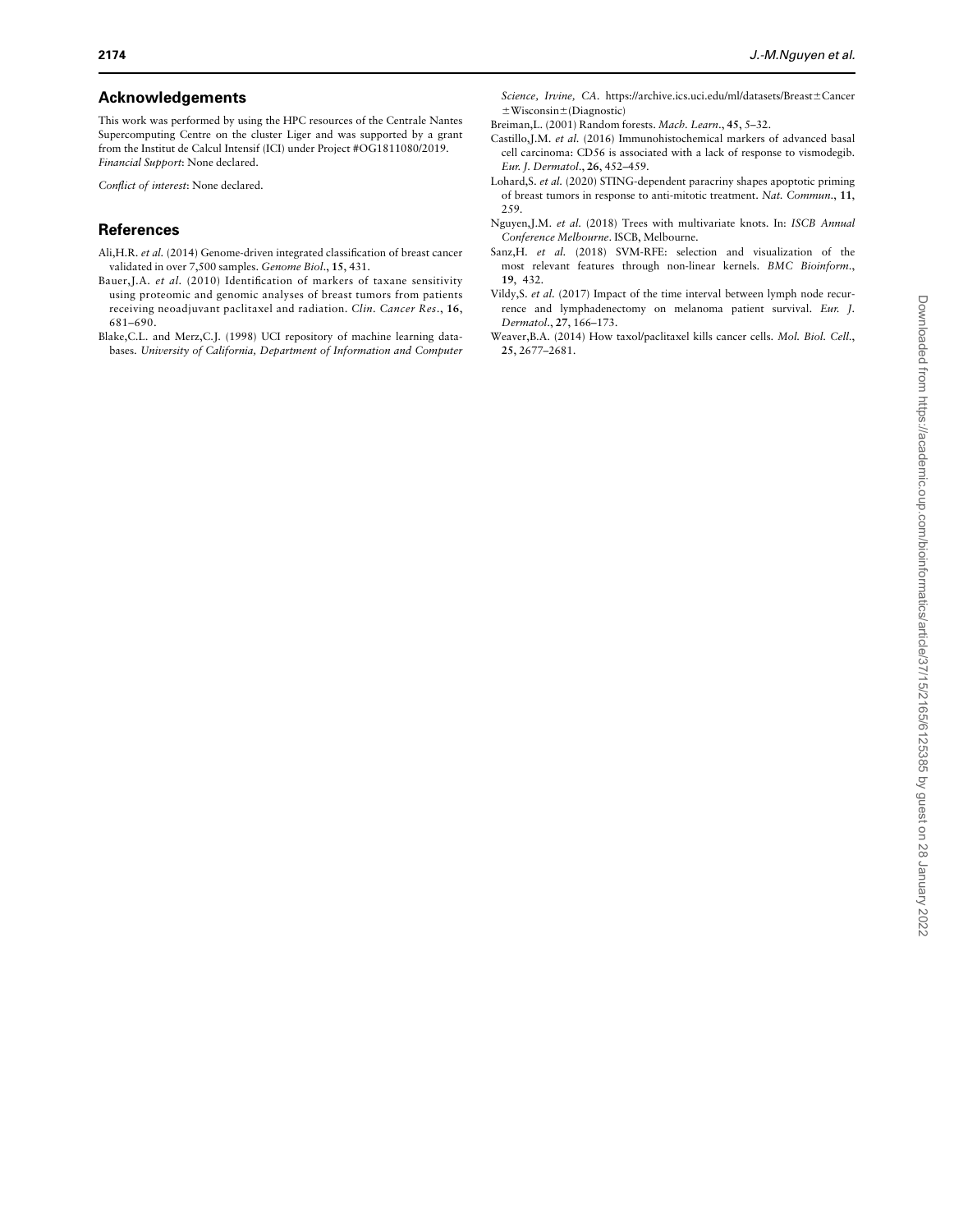## Acknowledgements

This work was performed by using the HPC resources of the Centrale Nantes Supercomputing Centre on the cluster Liger and was supported by a grant from the Institut de Calcul Intensif (ICI) under Project #OG1811080/2019.
*Financial Support*: None declared.

*Conflict of interest*: None declared.

## References

Ali,H.R. *et al.* (2014) Genome-driven integrated classification of breast cancer validated in over 7,500 samples. *Genome Biol.*, **15**, 431.

Bauer,J.A. *et al.* (2010) Identification of markers of taxane sensitivity using proteomic and genomic analyses of breast tumors from patients receiving neoadjuvant paclitaxel and radiation. *Clin. Cancer Res.*, **16**, 681–690.

Blake,C.L. and Merz,C.J. (1998) UCI repository of machine learning databases. *University of California, Department of Information and Computer Science, Irvine, CA*. https://archive.ics.uci.edu/ml/datasets/Breast±Cancer±Wisconsin±(Diagnostic)

Breiman,L. (2001) Random forests. *Mach. Learn.*, **45**, 5–32.

Castillo,J.M. *et al.* (2016) Immunohistochemical markers of advanced basal cell carcinoma: CD56 is associated with a lack of response to vismodegib. *Eur. J. Dermatol.*, **26**, 452–459.

Lohard,S. *et al.* (2020) STING-dependent paracriny shapes apoptotic priming of breast tumors in response to anti-mitotic treatment. *Nat. Commun.*, **11**, 259.

Nguyen,J.M. *et al.* (2018) Trees with multivariate knots. In: *ISCB Annual Conference Melbourne*. ISCB, Melbourne.

Sanz,H. *et al.* (2018) SVM-RFE: selection and visualization of the most relevant features through non-linear kernels. *BMC Bioinform.*, **19**, 432.

Vildy,S. *et al.* (2017) Impact of the time interval between lymph node recurrence and lymphadenectomy on melanoma patient survival. *Eur. J. Dermatol.*, **27**, 166–173.

Weaver,B.A. (2014) How taxol/paclitaxel kills cancer cells. *Mol. Biol. Cell.*, **25**, 2677–2681.